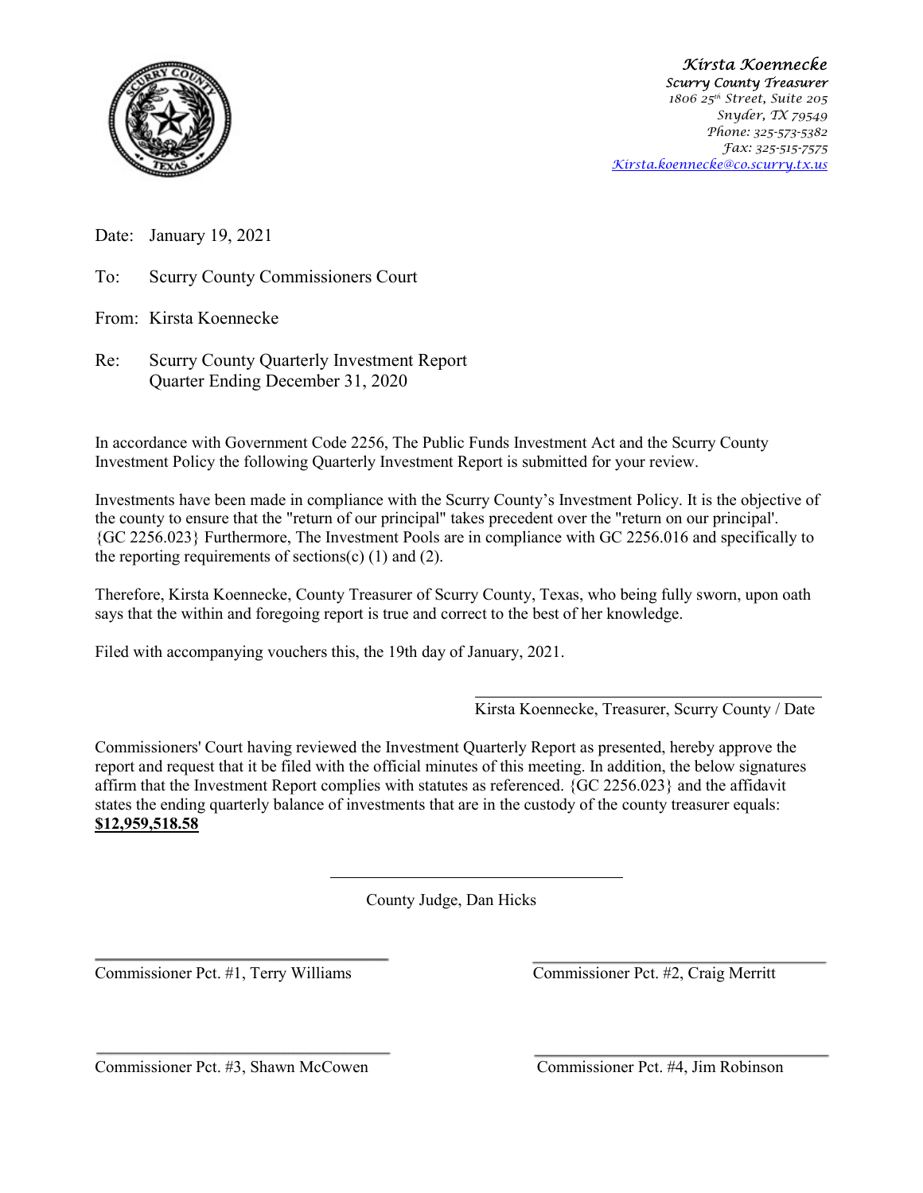*Kirsta Koennecke*
*Scurry County Treasurer*
*1806 25th Street, Suite 205*
*Snyder, TX 79549*
*Phone: 325-573-5382*
*Fax: 325-515-7575*
*Kirsta.koennecke@co.scurry.tx.us*

Date: January 19, 2021

To: Scurry County Commissioners Court

From: Kirsta Koennecke

Re: Scurry County Quarterly Investment Report
Quarter Ending December 31, 2020

In accordance with Government Code 2256, The Public Funds Investment Act and the Scurry County Investment Policy the following Quarterly Investment Report is submitted for your review.

Investments have been made in compliance with the Scurry County's Investment Policy. It is the objective of the county to ensure that the "return of our principal" takes precedent over the "return on our principal'. {GC 2256.023} Furthermore, The Investment Pools are in compliance with GC 2256.016 and specifically to the reporting requirements of sections(c) (1) and (2).

Therefore, Kirsta Koennecke, County Treasurer of Scurry County, Texas, who being fully sworn, upon oath says that the within and foregoing report is true and correct to the best of her knowledge.

Filed with accompanying vouchers this, the 19th day of January, 2021.

\_\_\_\_\_\_\_\_\_\_\_\_\_\_\_\_\_\_\_\_\_\_\_\_\_\_\_\_\_\_\_\_\_\_\_\_
Kirsta Koennecke, Treasurer, Scurry County / Date

Commissioners' Court having reviewed the Investment Quarterly Report as presented, hereby approve the report and request that it be filed with the official minutes of this meeting. In addition, the below signatures affirm that the Investment Report complies with statutes as referenced. {GC 2256.023} and the affidavit states the ending quarterly balance of investments that are in the custody of the county treasurer equals: **$12,959,518.58**

\_\_\_\_\_\_\_\_\_\_\_\_\_\_\_\_\_\_\_\_\_\_\_\_\_\_\_\_\_\_\_\_\_\_\_\_
County Judge, Dan Hicks

\_\_\_\_\_\_\_\_\_\_\_\_\_\_\_\_\_\_\_\_\_\_\_\_\_\_\_\_\_\_\_\_\_\_\_\_
Commissioner Pct. #1, Terry Williams

\_\_\_\_\_\_\_\_\_\_\_\_\_\_\_\_\_\_\_\_\_\_\_\_\_\_\_\_\_\_\_\_\_\_\_\_
Commissioner Pct. #2, Craig Merritt

\_\_\_\_\_\_\_\_\_\_\_\_\_\_\_\_\_\_\_\_\_\_\_\_\_\_\_\_\_\_\_\_\_\_\_\_
Commissioner Pct. #3, Shawn McCowen

\_\_\_\_\_\_\_\_\_\_\_\_\_\_\_\_\_\_\_\_\_\_\_\_\_\_\_\_\_\_\_\_\_\_\_\_
Commissioner Pct. #4, Jim Robinson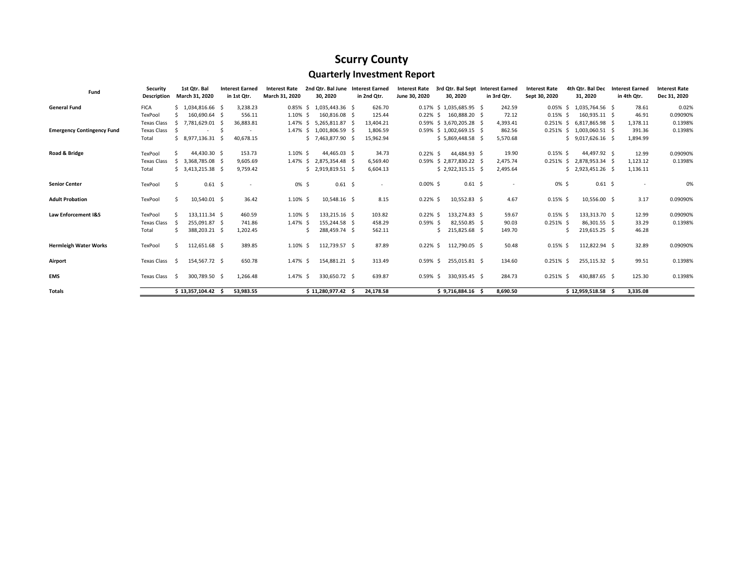# Scurry County

## Quarterly Investment Report

| Fund | Security Description | 1st Qtr. Bal March 31, 2020 | Interest Earned in 1st Qtr. | Interest Rate March 31, 2020 | 2nd Qtr. Bal June 30, 2020 | Interest Earned in 2nd Qtr. | Interest Rate June 30, 2020 | 3rd Qtr. Bal Sept 30, 2020 | Interest Earned in 3rd Qtr. | Interest Rate Sept 30, 2020 | 4th Qtr. Bal Dec 31, 2020 | Interest Earned in 4th Qtr. | Interest Rate Dec 31, 2020 |
|---|---|---|---|---|---|---|---|---|---|---|---|---|---|
| **General Fund** | FICA | $ 1,034,816.66 | $ 3,238.23 | 0.85% | $ 1,035,443.36 | $ 626.70 | 0.17% | $ 1,035,685.95 | $ 242.59 | 0.05% | $ 1,035,764.56 | $ 78.61 | 0.02% |
| | TexPool | $ 160,690.64 | $ 556.11 | 1.10% | $ 160,816.08 | $ 125.44 | 0.22% | $ 160,888.20 | $ 72.12 | 0.15% | $ 160,935.11 | $ 46.91 | 0.09090% |
| | Texas Class | $ 7,781,629.01 | $ 36,883.81 | 1.47% | $ 5,265,811.87 | $ 13,404.21 | 0.59% | $ 3,670,205.28 | $ 4,393.41 | 0.251% | $ 6,817,865.98 | $ 1,378.11 | 0.1398% |
| **Emergency Contingency Fund** | Texas Class | $ - | $ - | 1.47% | $ 1,001,806.59 | $ 1,806.59 | 0.59% | $ 1,002,669.15 | $ 862.56 | 0.251% | $ 1,003,060.51 | $ 391.36 | 0.1398% |
| | Total | $ 8,977,136.31 | $ 40,678.15 | | $ 7,463,877.90 | $ 15,962.94 | | $ 5,869,448.58 | $ 5,570.68 | | $ 9,017,626.16 | $ 1,894.99 | |
| **Road & Bridge** | TexPool | $ 44,430.30 | $ 153.73 | 1.10% | $ 44,465.03 | $ 34.73 | 0.22% | $ 44,484.93 | $ 19.90 | 0.15% | $ 44,497.92 | $ 12.99 | 0.09090% |
| | Texas Class | $ 3,368,785.08 | $ 9,605.69 | 1.47% | $ 2,875,354.48 | $ 6,569.40 | 0.59% | $ 2,877,830.22 | $ 2,475.74 | 0.251% | $ 2,878,953.34 | $ 1,123.12 | 0.1398% |
| | Total | $ 3,413,215.38 | $ 9,759.42 | | $ 2,919,819.51 | $ 6,604.13 | | $ 2,922,315.15 | $ 2,495.64 | | $ 2,923,451.26 | $ 1,136.11 | |
| **Senior Center** | TexPool | $ 0.61 | $ - | 0% | $ 0.61 | $ - | 0.00% | $ 0.61 | $ - | 0% | $ 0.61 | $ - | 0% |
| **Adult Probation** | TexPool | $ 10,540.01 | $ 36.42 | 1.10% | $ 10,548.16 | $ 8.15 | 0.22% | $ 10,552.83 | $ 4.67 | 0.15% | $ 10,556.00 | $ 3.17 | 0.09090% |
| **Law Enforcement I&S** | TexPool | $ 133,111.34 | $ 460.59 | 1.10% | $ 133,215.16 | $ 103.82 | 0.22% | $ 133,274.83 | $ 59.67 | 0.15% | $ 133,313.70 | $ 12.99 | 0.09090% |
| | Texas Class | $ 255,091.87 | $ 741.86 | 1.47% | $ 155,244.58 | $ 458.29 | 0.59% | $ 82,550.85 | $ 90.03 | 0.251% | $ 86,301.55 | $ 33.29 | 0.1398% |
| | Total | $ 388,203.21 | $ 1,202.45 | | $ 288,459.74 | $ 562.11 | | $ 215,825.68 | $ 149.70 | | $ 219,615.25 | $ 46.28 | |
| **Hermleigh Water Works** | TexPool | $ 112,651.68 | $ 389.85 | 1.10% | $ 112,739.57 | $ 87.89 | 0.22% | $ 112,790.05 | $ 50.48 | 0.15% | $ 112,822.94 | $ 32.89 | 0.09090% |
| **Airport** | Texas Class | $ 154,567.72 | $ 650.78 | 1.47% | $ 154,881.21 | $ 313.49 | 0.59% | $ 255,015.81 | $ 134.60 | 0.251% | $ 255,115.32 | $ 99.51 | 0.1398% |
| **EMS** | Texas Class | $ 300,789.50 | $ 1,266.48 | 1.47% | $ 330,650.72 | $ 639.87 | 0.59% | $ 330,935.45 | $ 284.73 | 0.251% | $ 430,887.65 | $ 125.30 | 0.1398% |
| **Totals** | | **$ 13,357,104.42** | **$ 53,983.55** | | **$ 11,280,977.42** | **$ 24,178.58** | | **$ 9,716,884.16** | **$ 8,690.50** | | **$ 12,959,518.58** | **$ 3,335.08** | |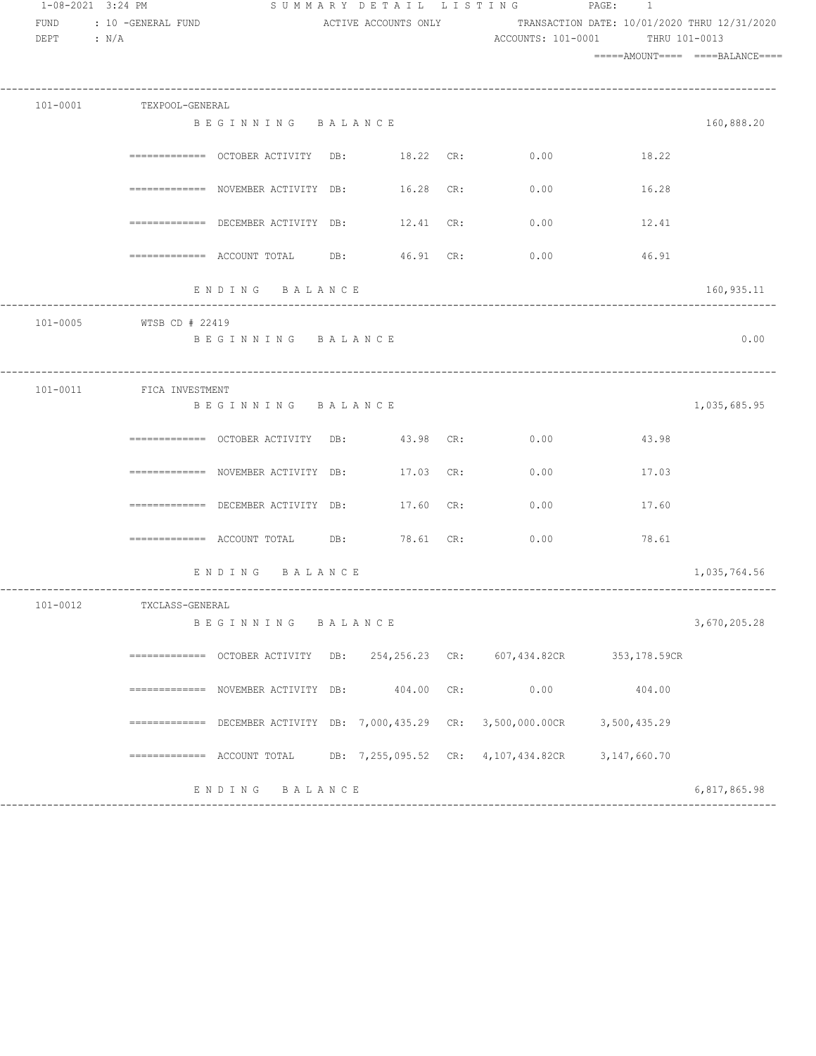1-08-2021 3:24 PM — SUMMARY DETAIL LISTING — PAGE: 1

FUND : 10 -GENERAL FUND — ACTIVE ACCOUNTS ONLY — TRANSACTION DATE: 10/01/2020 THRU 12/31/2020

DEPT : N/A — ACCOUNTS: 101-0001 THRU 101-0013

| Account | Description | DB | CR | =====AMOUNT==== | ====BALANCE==== |
|---|---|---|---|---|---|
| 101-0001 | TEXPOOL-GENERAL | | | | |
| | BEGINNING BALANCE | | | | 160,888.20 |
| | ============= OCTOBER ACTIVITY | 18.22 | 0.00 | 18.22 | |
| | ============= NOVEMBER ACTIVITY | 16.28 | 0.00 | 16.28 | |
| | ============= DECEMBER ACTIVITY | 12.41 | 0.00 | 12.41 | |
| | ============= ACCOUNT TOTAL | 46.91 | 0.00 | 46.91 | |
| | ENDING BALANCE | | | | 160,935.11 |
| 101-0005 | WTSB CD # 22419 | | | | |
| | BEGINNING BALANCE | | | | 0.00 |
| 101-0011 | FICA INVESTMENT | | | | |
| | BEGINNING BALANCE | | | | 1,035,685.95 |
| | ============= OCTOBER ACTIVITY | 43.98 | 0.00 | 43.98 | |
| | ============= NOVEMBER ACTIVITY | 17.03 | 0.00 | 17.03 | |
| | ============= DECEMBER ACTIVITY | 17.60 | 0.00 | 17.60 | |
| | ============= ACCOUNT TOTAL | 78.61 | 0.00 | 78.61 | |
| | ENDING BALANCE | | | | 1,035,764.56 |
| 101-0012 | TXCLASS-GENERAL | | | | |
| | BEGINNING BALANCE | | | | 3,670,205.28 |
| | ============= OCTOBER ACTIVITY | 254,256.23 | 607,434.82CR | 353,178.59CR | |
| | ============= NOVEMBER ACTIVITY | 404.00 | 0.00 | 404.00 | |
| | ============= DECEMBER ACTIVITY | 7,000,435.29 | 3,500,000.00CR | 3,500,435.29 | |
| | ============= ACCOUNT TOTAL | 7,255,095.52 | 4,107,434.82CR | 3,147,660.70 | |
| | ENDING BALANCE | | | | 6,817,865.98 |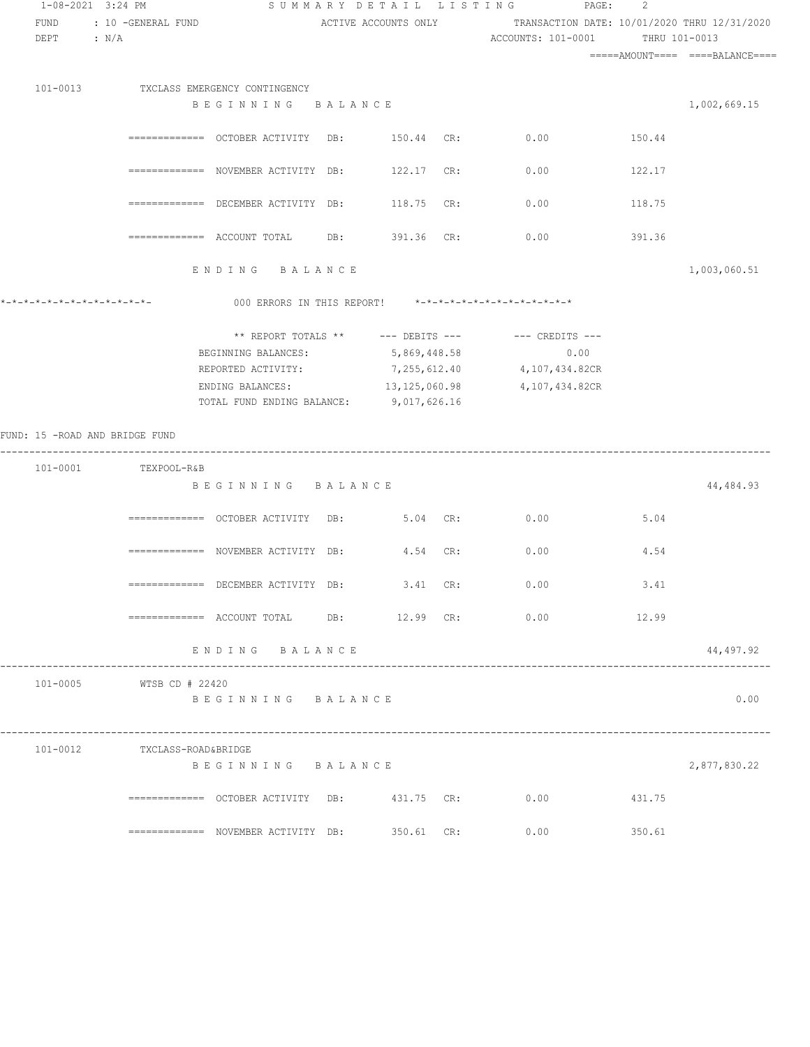1-08-2021 3:24 PM SUMMARY DETAIL LISTING PAGE: 2

FUND : 10 -GENERAL FUND ACTIVE ACCOUNTS ONLY TRANSACTION DATE: 10/01/2020 THRU 12/31/2020

DEPT : N/A ACCOUNTS: 101-0001 THRU 101-0013

=====AMOUNT==== ====BALANCE====

101-0013 TXCLASS EMERGENCY CONTINGENCY

| | | | | | | |
|---|---|---|---|---|---|---|
| BEGINNING BALANCE | | | | | | 1,002,669.15 |
| ============= OCTOBER ACTIVITY | DB: | 150.44 | CR: | 0.00 | 150.44 | |
| ============= NOVEMBER ACTIVITY | DB: | 122.17 | CR: | 0.00 | 122.17 | |
| ============= DECEMBER ACTIVITY | DB: | 118.75 | CR: | 0.00 | 118.75 | |
| ============= ACCOUNT TOTAL | DB: | 391.36 | CR: | 0.00 | 391.36 | |
| ENDING BALANCE | | | | | | 1,003,060.51 |

*-*-*-*-*-*-*-*-*-*-*-*-*- 000 ERRORS IN THIS REPORT! *-*-*-*-*-*-*-*-*-*-*-*-*-*

| ** REPORT TOTALS ** | --- DEBITS --- | --- CREDITS --- |
|---|---|---|
| BEGINNING BALANCES: | 5,869,448.58 | 0.00 |
| REPORTED ACTIVITY: | 7,255,612.40 | 4,107,434.82CR |
| ENDING BALANCES: | 13,125,060.98 | 4,107,434.82CR |
| TOTAL FUND ENDING BALANCE: | 9,017,626.16 | |

FUND: 15 -ROAD AND BRIDGE FUND

101-0001 TEXPOOL-R&B

| | | | | | | |
|---|---|---|---|---|---|---|
| BEGINNING BALANCE | | | | | | 44,484.93 |
| ============= OCTOBER ACTIVITY | DB: | 5.04 | CR: | 0.00 | 5.04 | |
| ============= NOVEMBER ACTIVITY | DB: | 4.54 | CR: | 0.00 | 4.54 | |
| ============= DECEMBER ACTIVITY | DB: | 3.41 | CR: | 0.00 | 3.41 | |
| ============= ACCOUNT TOTAL | DB: | 12.99 | CR: | 0.00 | 12.99 | |
| ENDING BALANCE | | | | | | 44,497.92 |

101-0005 WTSB CD # 22420

| | |
|---|---|
| BEGINNING BALANCE | 0.00 |

101-0012 TXCLASS-ROAD&BRIDGE

| | | | | | | |
|---|---|---|---|---|---|---|
| BEGINNING BALANCE | | | | | | 2,877,830.22 |
| ============= OCTOBER ACTIVITY | DB: | 431.75 | CR: | 0.00 | 431.75 | |
| ============= NOVEMBER ACTIVITY | DB: | 350.61 | CR: | 0.00 | 350.61 | |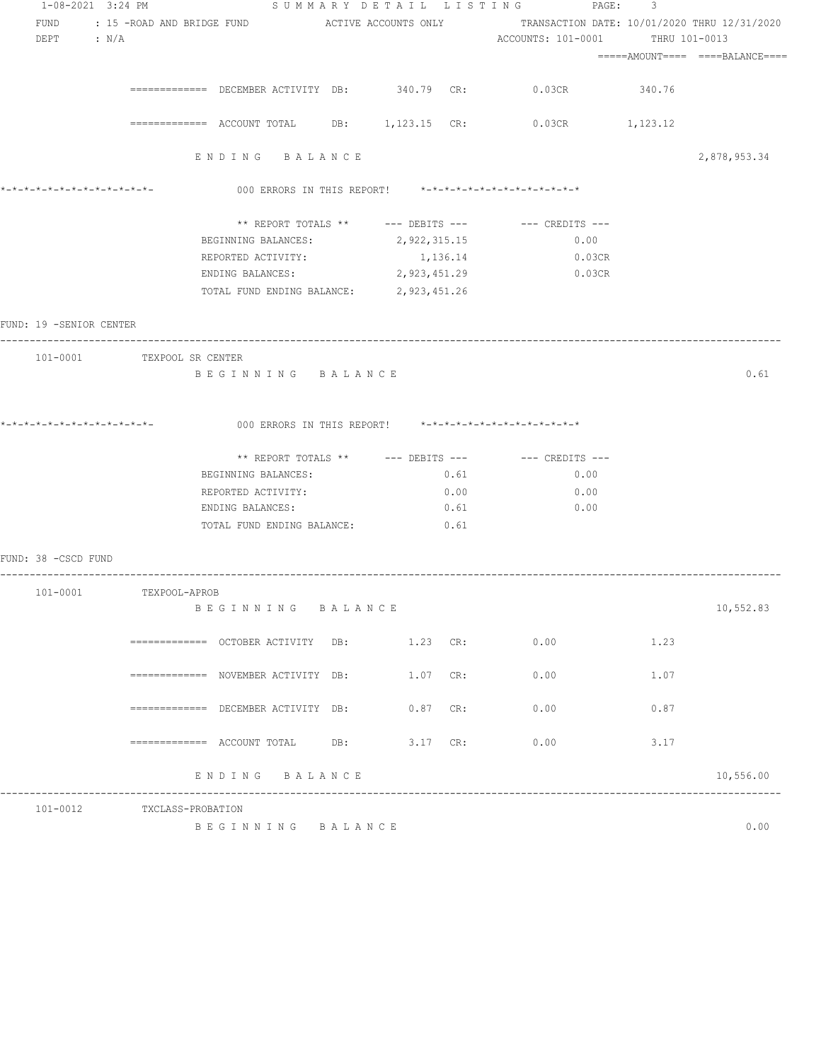1-08-2021 3:24 PM SUMMARY DETAIL LISTING PAGE: 3

FUND : 15 -ROAD AND BRIDGE FUND ACTIVE ACCOUNTS ONLY TRANSACTION DATE: 10/01/2020 THRU 12/31/2020

DEPT : N/A ACCOUNTS: 101-0001 THRU 101-0013

=====AMOUNT==== ====BALANCE====

| | | | | | | |
|---|---|---|---|---|---|---|
| ============= DECEMBER ACTIVITY | DB: | 340.79 | CR: | 0.03CR | 340.76 | |
| ============= ACCOUNT TOTAL | DB: | 1,123.15 | CR: | 0.03CR | 1,123.12 | |

E N D I N G   B A L A N C E 2,878,953.34

*-*-*-*-*-*-*-*-*-*-*-*-*- 000 ERRORS IN THIS REPORT! *-*-*-*-*-*-*-*-*-*-*-*-*-*

| ** REPORT TOTALS ** | --- DEBITS --- | --- CREDITS --- |
|---|---|---|
| BEGINNING BALANCES: | 2,922,315.15 | 0.00 |
| REPORTED ACTIVITY: | 1,136.14 | 0.03CR |
| ENDING BALANCES: | 2,923,451.29 | 0.03CR |
| TOTAL FUND ENDING BALANCE: | 2,923,451.26 | |

FUND: 19 -SENIOR CENTER

---

101-0001 TEXPOOL SR CENTER

B E G I N N I N G   B A L A N C E 0.61

*-*-*-*-*-*-*-*-*-*-*-*-*- 000 ERRORS IN THIS REPORT! *-*-*-*-*-*-*-*-*-*-*-*-*-*

| ** REPORT TOTALS ** | --- DEBITS --- | --- CREDITS --- |
|---|---|---|
| BEGINNING BALANCES: | 0.61 | 0.00 |
| REPORTED ACTIVITY: | 0.00 | 0.00 |
| ENDING BALANCES: | 0.61 | 0.00 |
| TOTAL FUND ENDING BALANCE: | 0.61 | |

FUND: 38 -CSCD FUND

---

101-0001 TEXPOOL-APROB

B E G I N N I N G   B A L A N C E 10,552.83

| | | | | | | |
|---|---|---|---|---|---|---|
| ============= OCTOBER ACTIVITY | DB: | 1.23 | CR: | 0.00 | 1.23 | |
| ============= NOVEMBER ACTIVITY | DB: | 1.07 | CR: | 0.00 | 1.07 | |
| ============= DECEMBER ACTIVITY | DB: | 0.87 | CR: | 0.00 | 0.87 | |
| ============= ACCOUNT TOTAL | DB: | 3.17 | CR: | 0.00 | 3.17 | |

E N D I N G   B A L A N C E 10,556.00

---

101-0012 TXCLASS-PROBATION

B E G I N N I N G   B A L A N C E 0.00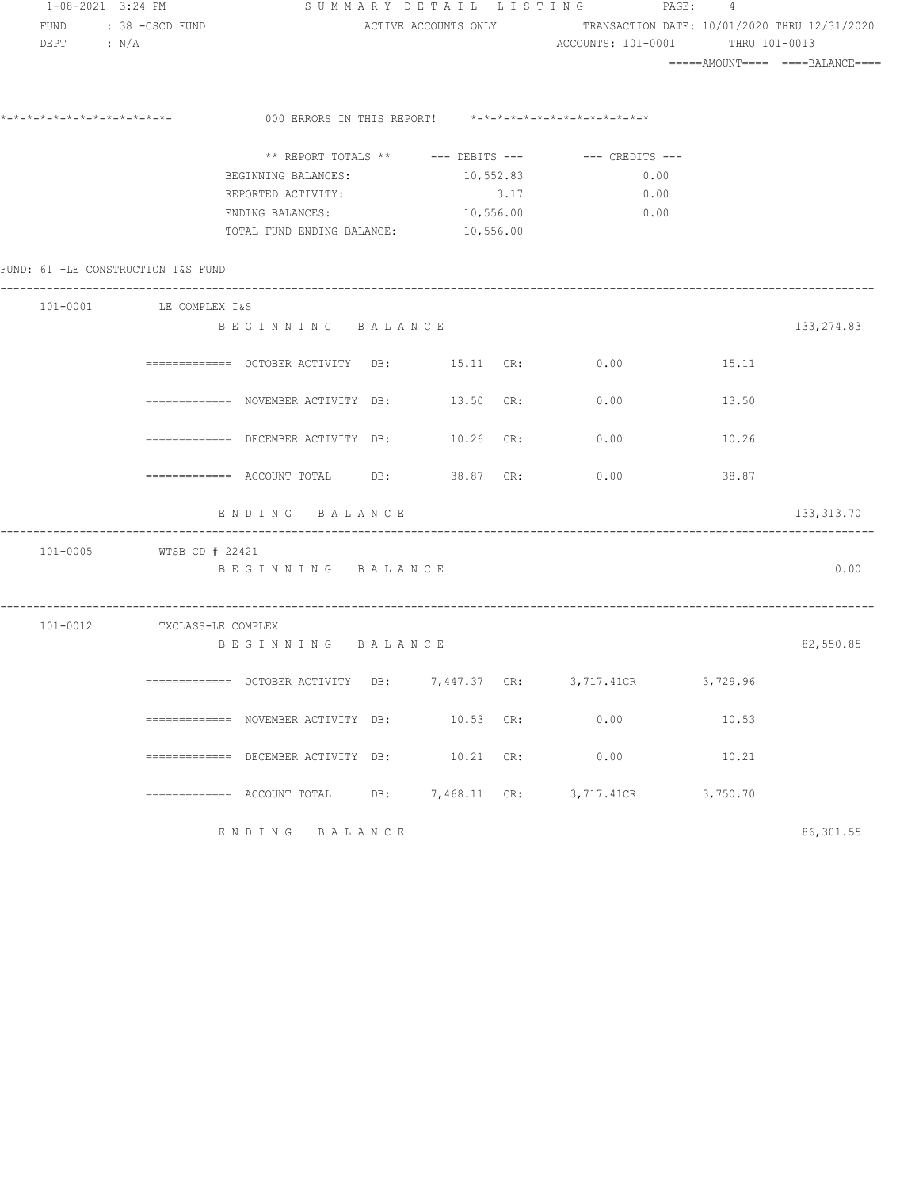1-08-2021 3:24 PM — SUMMARY DETAIL LISTING — PAGE: 4

FUND : 38 -CSCD FUND — ACTIVE ACCOUNTS ONLY — TRANSACTION DATE: 10/01/2020 THRU 12/31/2020

DEPT : N/A — ACCOUNTS: 101-0001 THRU 101-0013

=====AMOUNT==== ====BALANCE====

*-*-*-*-*-*-*-*-*-*-*-*-*- 000 ERRORS IN THIS REPORT! *-*-*-*-*-*-*-*-*-*-*-*-*-*

| ** REPORT TOTALS ** | --- DEBITS --- | --- CREDITS --- |
|---|---|---|
| BEGINNING BALANCES: | 10,552.83 | 0.00 |
| REPORTED ACTIVITY: | 3.17 | 0.00 |
| ENDING BALANCES: | 10,556.00 | 0.00 |
| TOTAL FUND ENDING BALANCE: | 10,556.00 | |

FUND: 61 -LE CONSTRUCTION I&S FUND

| Account | Description | DB | CR | Amount | Balance |
|---|---|---|---|---|---|
| 101-0001 | LE COMPLEX I&S | | | | |
| | BEGINNING BALANCE | | | | 133,274.83 |
| | ============= OCTOBER ACTIVITY | 15.11 | 0.00 | 15.11 | |
| | ============= NOVEMBER ACTIVITY | 13.50 | 0.00 | 13.50 | |
| | ============= DECEMBER ACTIVITY | 10.26 | 0.00 | 10.26 | |
| | ============= ACCOUNT TOTAL | 38.87 | 0.00 | 38.87 | |
| | ENDING BALANCE | | | | 133,313.70 |
| 101-0005 | WTSB CD # 22421 | | | | |
| | BEGINNING BALANCE | | | | 0.00 |
| 101-0012 | TXCLASS-LE COMPLEX | | | | |
| | BEGINNING BALANCE | | | | 82,550.85 |
| | ============= OCTOBER ACTIVITY | 7,447.37 | 3,717.41CR | 3,729.96 | |
| | ============= NOVEMBER ACTIVITY | 10.53 | 0.00 | 10.53 | |
| | ============= DECEMBER ACTIVITY | 10.21 | 0.00 | 10.21 | |
| | ============= ACCOUNT TOTAL | 7,468.11 | 3,717.41CR | 3,750.70 | |
| | ENDING BALANCE | | | | 86,301.55 |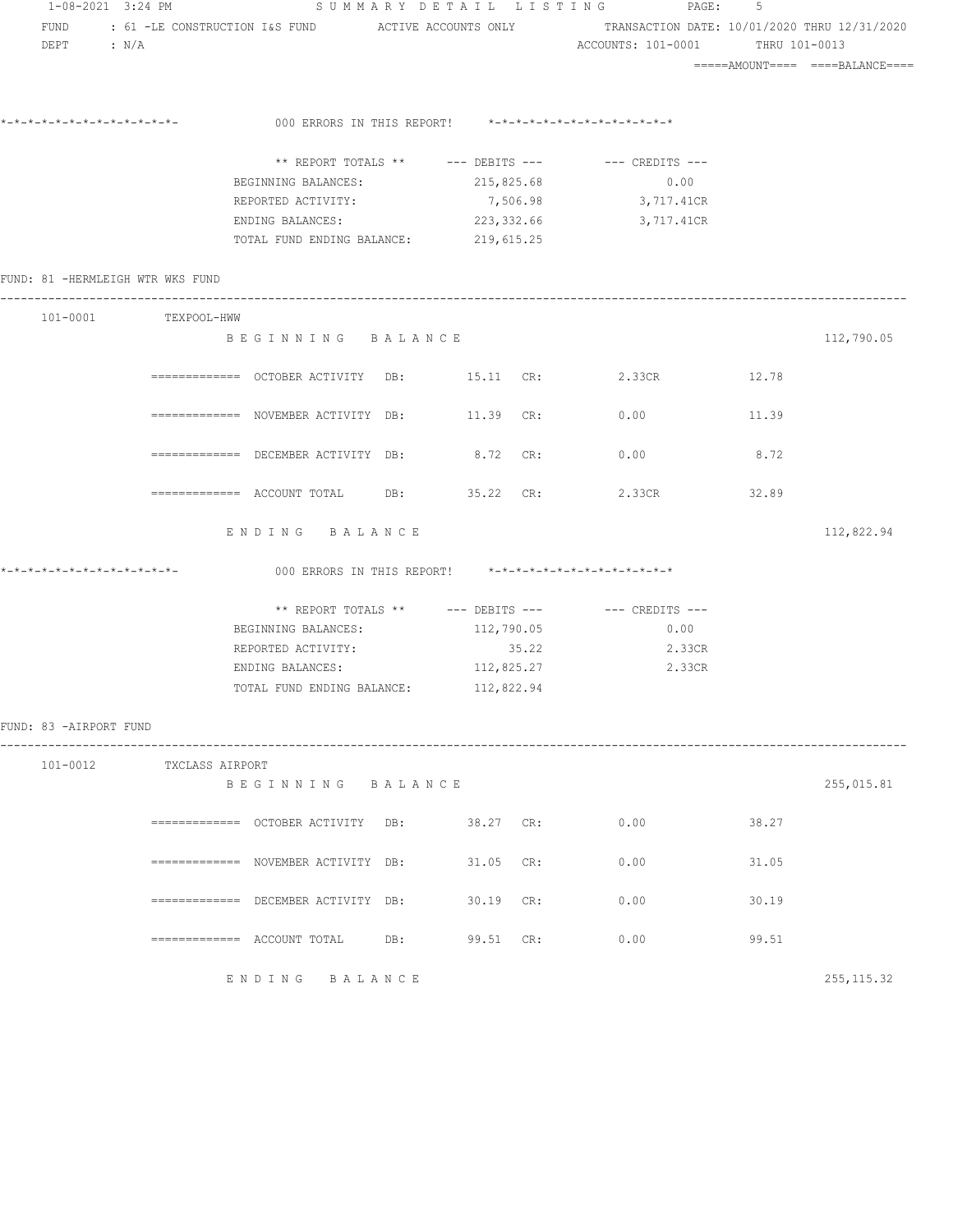1-08-2021 3:24 PM SUMMARY DETAIL LISTING

FUND : 61 -LE CONSTRUCTION I&S FUND ACTIVE ACCOUNTS ONLY TRANSACTION DATE: 10/01/2020 THRU 12/31/2020

DEPT : N/A ACCOUNTS: 101-0001 THRU 101-0013

=====AMOUNT==== ====BALANCE====

*-*-*-*-*-*-*-*-*-*-*-*-*- 000 ERRORS IN THIS REPORT! *-*-*-*-*-*-*-*-*-*-*-*-*-*

| ** REPORT TOTALS ** | --- DEBITS --- | --- CREDITS --- |
|---|---|---|
| BEGINNING BALANCES: | 215,825.68 | 0.00 |
| REPORTED ACTIVITY: | 7,506.98 | 3,717.41CR |
| ENDING BALANCES: | 223,332.66 | 3,717.41CR |
| TOTAL FUND ENDING BALANCE: | 219,615.25 | |

## FUND: 81 -HERMLEIGH WTR WKS FUND

101-0001 TEXPOOL-HWW

| | DB: | CR: | AMOUNT | BALANCE |
|---|---|---|---|---|
| BEGINNING BALANCE | | | | 112,790.05 |
| ============= OCTOBER ACTIVITY | 15.11 | 2.33CR | 12.78 | |
| ============= NOVEMBER ACTIVITY | 11.39 | 0.00 | 11.39 | |
| ============= DECEMBER ACTIVITY | 8.72 | 0.00 | 8.72 | |
| ============= ACCOUNT TOTAL | 35.22 | 2.33CR | 32.89 | |
| ENDING BALANCE | | | | 112,822.94 |

*-*-*-*-*-*-*-*-*-*-*-*-*- 000 ERRORS IN THIS REPORT! *-*-*-*-*-*-*-*-*-*-*-*-*-*

| ** REPORT TOTALS ** | --- DEBITS --- | --- CREDITS --- |
|---|---|---|
| BEGINNING BALANCES: | 112,790.05 | 0.00 |
| REPORTED ACTIVITY: | 35.22 | 2.33CR |
| ENDING BALANCES: | 112,825.27 | 2.33CR |
| TOTAL FUND ENDING BALANCE: | 112,822.94 | |

## FUND: 83 -AIRPORT FUND

101-0012 TXCLASS AIRPORT

| | DB: | CR: | AMOUNT | BALANCE |
|---|---|---|---|---|
| BEGINNING BALANCE | | | | 255,015.81 |
| ============= OCTOBER ACTIVITY | 38.27 | 0.00 | 38.27 | |
| ============= NOVEMBER ACTIVITY | 31.05 | 0.00 | 31.05 | |
| ============= DECEMBER ACTIVITY | 30.19 | 0.00 | 30.19 | |
| ============= ACCOUNT TOTAL | 99.51 | 0.00 | 99.51 | |
| ENDING BALANCE | | | | 255,115.32 |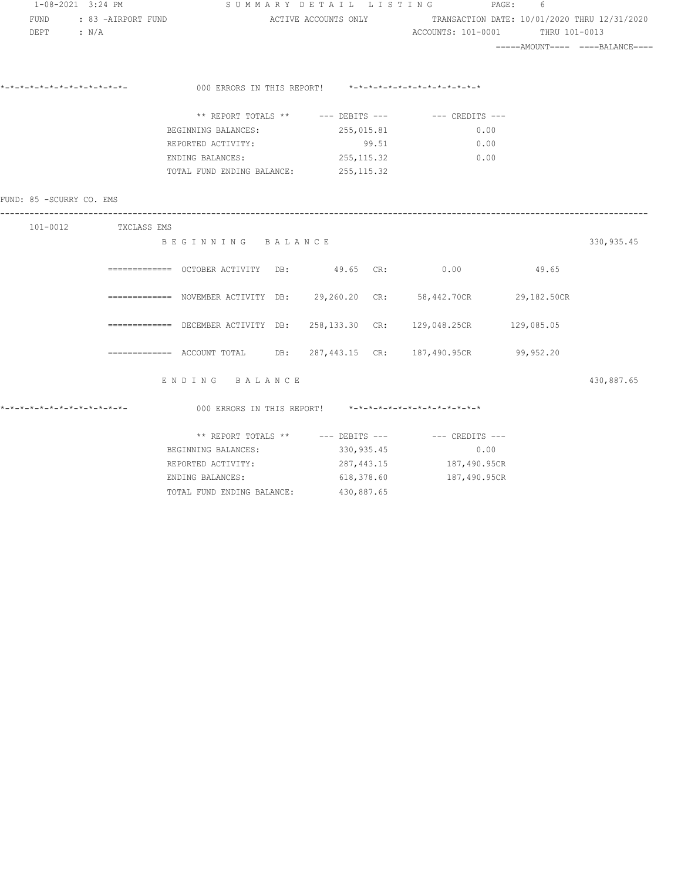SUMMARY DETAIL LISTING

FUND : 83 -AIRPORT FUND ACTIVE ACCOUNTS ONLY TRANSACTION DATE: 10/01/2020 THRU 12/31/2020

DEPT : N/A ACCOUNTS: 101-0001 THRU 101-0013

=====AMOUNT==== ====BALANCE====

*-*-*-*-*-*-*-*-*-*-*-*-*-*- 000 ERRORS IN THIS REPORT! *-*-*-*-*-*-*-*-*-*-*-*-*-*

| ** REPORT TOTALS ** | --- DEBITS --- | --- CREDITS --- |
|---|---|---|
| BEGINNING BALANCES: | 255,015.81 | 0.00 |
| REPORTED ACTIVITY: | 99.51 | 0.00 |
| ENDING BALANCES: | 255,115.32 | 0.00 |
| TOTAL FUND ENDING BALANCE: | 255,115.32 | |

FUND: 85 -SCURRY CO. EMS

101-0012 TXCLASS EMS

BEGINNING BALANCE 330,935.45

| | DB: | CR: | AMOUNT |
|---|---|---|---|
| ============= OCTOBER ACTIVITY | 49.65 | 0.00 | 49.65 |
| ============= NOVEMBER ACTIVITY | 29,260.20 | 58,442.70CR | 29,182.50CR |
| ============= DECEMBER ACTIVITY | 258,133.30 | 129,048.25CR | 129,085.05 |
| ============= ACCOUNT TOTAL | 287,443.15 | 187,490.95CR | 99,952.20 |

ENDING BALANCE 430,887.65

*-*-*-*-*-*-*-*-*-*-*-*-*-*- 000 ERRORS IN THIS REPORT! *-*-*-*-*-*-*-*-*-*-*-*-*-*

| ** REPORT TOTALS ** | --- DEBITS --- | --- CREDITS --- |
|---|---|---|
| BEGINNING BALANCES: | 330,935.45 | 0.00 |
| REPORTED ACTIVITY: | 287,443.15 | 187,490.95CR |
| ENDING BALANCES: | 618,378.60 | 187,490.95CR |
| TOTAL FUND ENDING BALANCE: | 430,887.65 | |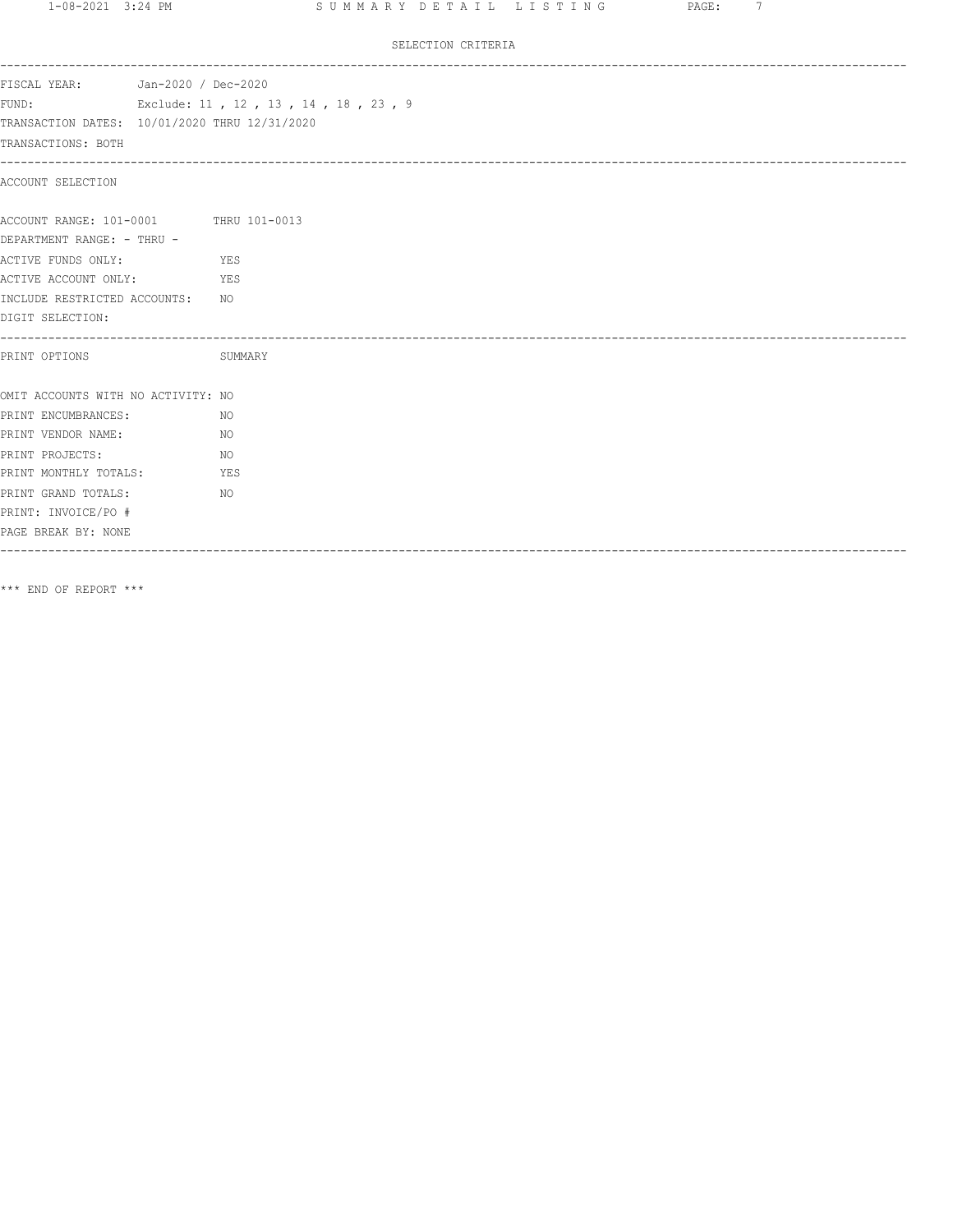SELECTION CRITERIA

---

FISCAL YEAR: Jan-2020 / Dec-2020
FUND: Exclude: 11 , 12 , 13 , 14 , 18 , 23 , 9
TRANSACTION DATES: 10/01/2020 THRU 12/31/2020
TRANSACTIONS: BOTH

---

ACCOUNT SELECTION

ACCOUNT RANGE: 101-0001 THRU 101-0013
DEPARTMENT RANGE: - THRU -
ACTIVE FUNDS ONLY: YES
ACTIVE ACCOUNT ONLY: YES
INCLUDE RESTRICTED ACCOUNTS: NO
DIGIT SELECTION:

---

PRINT OPTIONS SUMMARY

OMIT ACCOUNTS WITH NO ACTIVITY: NO
PRINT ENCUMBRANCES: NO
PRINT VENDOR NAME: NO
PRINT PROJECTS: NO
PRINT MONTHLY TOTALS: YES
PRINT GRAND TOTALS: NO
PRINT: INVOICE/PO #
PAGE BREAK BY: NONE

---

*** END OF REPORT ***